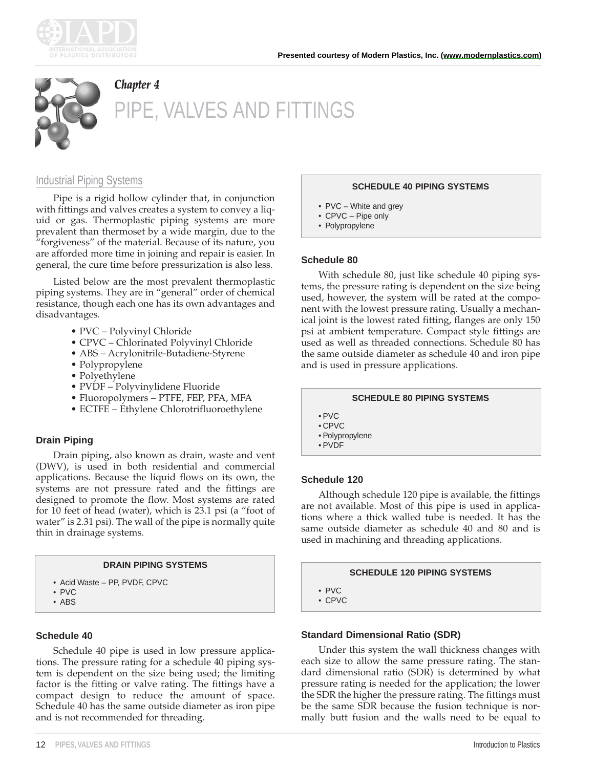Presented courtesy of Modern Plastics, Inc. (www.modernplastics.com)

*Chapter 4*

# PIPE, VALVES AND FITTINGS

## Industrial Piping Systems

Pipe is a rigid hollow cylinder that, in conjunction with fittings and valves creates a system to convey a liquid or gas. Thermoplastic piping systems are more prevalent than thermoset by a wide margin, due to the "forgiveness" of the material. Because of its nature, you are afforded more time in joining and repair is easier. In general, the cure time before pressurization is also less.

Listed below are the most prevalent thermoplastic piping systems. They are in "general" order of chemical resistance, though each one has its own advantages and disadvantages.

- PVC – Polyvinyl Chloride
- CPVC – Chlorinated Polyvinyl Chloride
- ABS – Acrylonitrile-Butadiene-Styrene
- Polypropylene
- Polyethylene
- PVDF – Polyvinylidene Fluoride
- Fluoropolymers – PTFE, FEP, PFA, MFA
- ECTFE – Ethylene Chlorotrifluoroethylene

### Drain Piping

Drain piping, also known as drain, waste and vent (DWV), is used in both residential and commercial applications. Because the liquid flows on its own, the systems are not pressure rated and the fittings are designed to promote the flow. Most systems are rated for 10 feet of head (water), which is 23.1 psi (a "foot of water" is 2.31 psi). The wall of the pipe is normally quite thin in drainage systems.

**DRAIN PIPING SYSTEMS**

- Acid Waste – PP, PVDF, CPVC
- PVC
- ABS

### Schedule 40

Schedule 40 pipe is used in low pressure applications. The pressure rating for a schedule 40 piping system is dependent on the size being used; the limiting factor is the fitting or valve rating. The fittings have a compact design to reduce the amount of space. Schedule 40 has the same outside diameter as iron pipe and is not recommended for threading.

**SCHEDULE 40 PIPING SYSTEMS**

- PVC – White and grey
- CPVC – Pipe only
- Polypropylene

### Schedule 80

With schedule 80, just like schedule 40 piping systems, the pressure rating is dependent on the size being used, however, the system will be rated at the component with the lowest pressure rating. Usually a mechanical joint is the lowest rated fitting, flanges are only 150 psi at ambient temperature. Compact style fittings are used as well as threaded connections. Schedule 80 has the same outside diameter as schedule 40 and iron pipe and is used in pressure applications.

**SCHEDULE 80 PIPING SYSTEMS**

- PVC
- CPVC
- Polypropylene
- PVDF

### Schedule 120

Although schedule 120 pipe is available, the fittings are not available. Most of this pipe is used in applications where a thick walled tube is needed. It has the same outside diameter as schedule 40 and 80 and is used in machining and threading applications.

**SCHEDULE 120 PIPING SYSTEMS**

- PVC
- CPVC

### Standard Dimensional Ratio (SDR)

Under this system the wall thickness changes with each size to allow the same pressure rating. The standard dimensional ratio (SDR) is determined by what pressure rating is needed for the application; the lower the SDR the higher the pressure rating. The fittings must be the same SDR because the fusion technique is normally butt fusion and the walls need to be equal to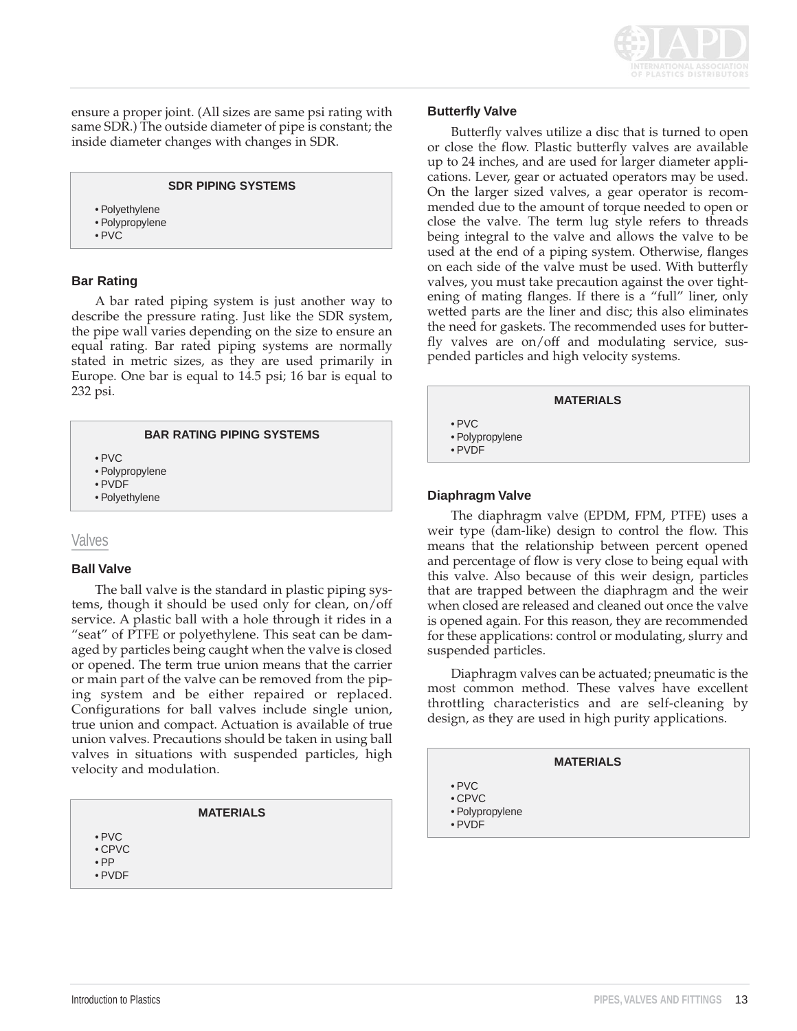ensure a proper joint. (All sizes are same psi rating with same SDR.) The outside diameter of pipe is constant; the inside diameter changes with changes in SDR.

**SDR PIPING SYSTEMS**

- Polyethylene
- Polypropylene
- PVC

### Bar Rating

A bar rated piping system is just another way to describe the pressure rating. Just like the SDR system, the pipe wall varies depending on the size to ensure an equal rating. Bar rated piping systems are normally stated in metric sizes, as they are used primarily in Europe. One bar is equal to 14.5 psi; 16 bar is equal to 232 psi.

**BAR RATING PIPING SYSTEMS**

- PVC
- Polypropylene
- PVDF
- Polyethylene

## Valves

### Ball Valve

The ball valve is the standard in plastic piping systems, though it should be used only for clean, on/off service. A plastic ball with a hole through it rides in a "seat" of PTFE or polyethylene. This seat can be damaged by particles being caught when the valve is closed or opened. The term true union means that the carrier or main part of the valve can be removed from the piping system and be either repaired or replaced. Configurations for ball valves include single union, true union and compact. Actuation is available of true union valves. Precautions should be taken in using ball valves in situations with suspended particles, high velocity and modulation.

**MATERIALS**

- PVC
- CPVC
- PP
- PVDF

### Butterfly Valve

Butterfly valves utilize a disc that is turned to open or close the flow. Plastic butterfly valves are available up to 24 inches, and are used for larger diameter applications. Lever, gear or actuated operators may be used. On the larger sized valves, a gear operator is recommended due to the amount of torque needed to open or close the valve. The term lug style refers to threads being integral to the valve and allows the valve to be used at the end of a piping system. Otherwise, flanges on each side of the valve must be used. With butterfly valves, you must take precaution against the over tightening of mating flanges. If there is a "full" liner, only wetted parts are the liner and disc; this also eliminates the need for gaskets. The recommended uses for butterfly valves are on/off and modulating service, suspended particles and high velocity systems.

**MATERIALS**

- PVC
- Polypropylene
- PVDF

### Diaphragm Valve

The diaphragm valve (EPDM, FPM, PTFE) uses a weir type (dam-like) design to control the flow. This means that the relationship between percent opened and percentage of flow is very close to being equal with this valve. Also because of this weir design, particles that are trapped between the diaphragm and the weir when closed are released and cleaned out once the valve is opened again. For this reason, they are recommended for these applications: control or modulating, slurry and suspended particles.

Diaphragm valves can be actuated; pneumatic is the most common method. These valves have excellent throttling characteristics and are self-cleaning by design, as they are used in high purity applications.

**MATERIALS**

- PVC
- CPVC
- Polypropylene
- PVDF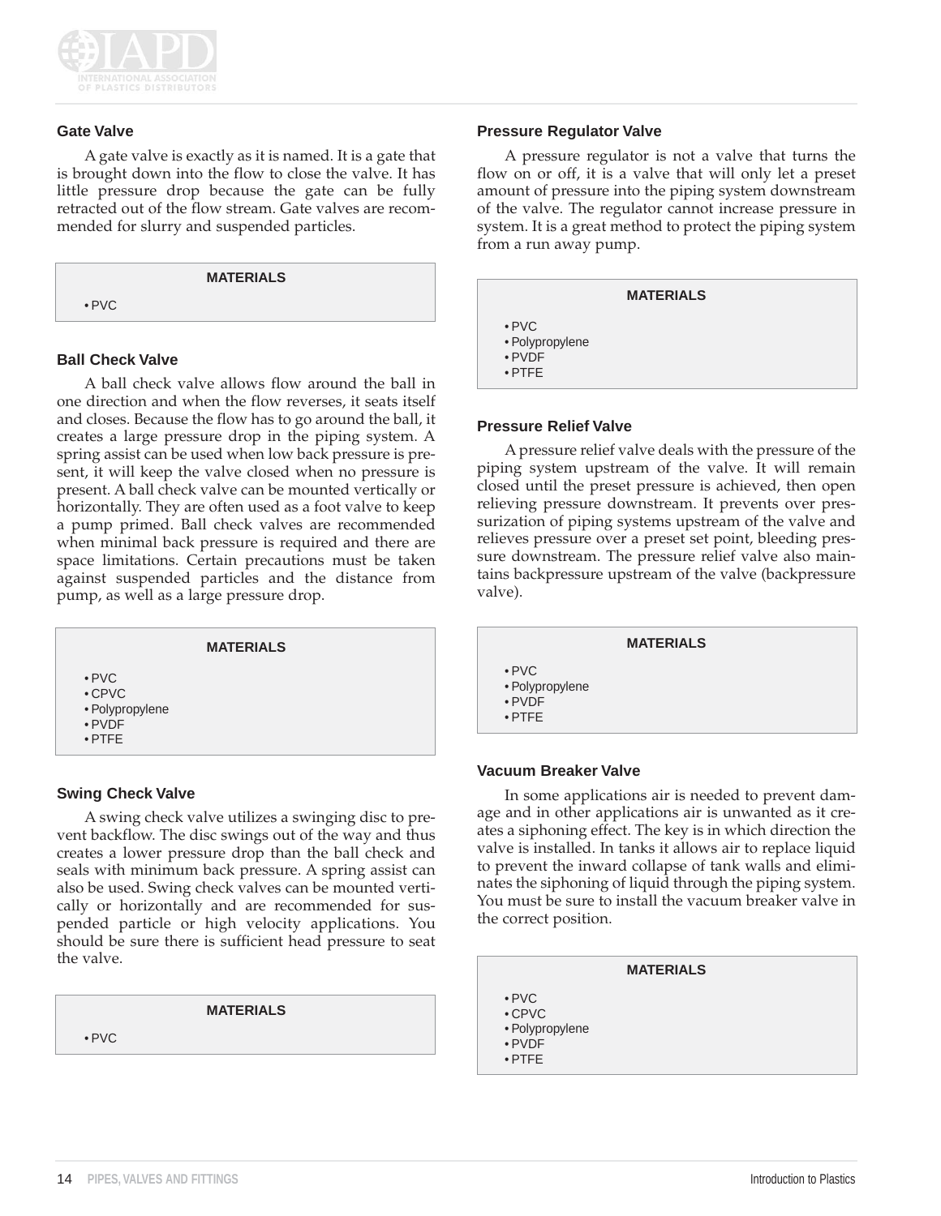## Gate Valve

A gate valve is exactly as it is named. It is a gate that is brought down into the flow to close the valve. It has little pressure drop because the gate can be fully retracted out of the flow stream. Gate valves are recommended for slurry and suspended particles.

**MATERIALS**

- PVC

## Ball Check Valve

A ball check valve allows flow around the ball in one direction and when the flow reverses, it seats itself and closes. Because the flow has to go around the ball, it creates a large pressure drop in the piping system. A spring assist can be used when low back pressure is present, it will keep the valve closed when no pressure is present. A ball check valve can be mounted vertically or horizontally. They are often used as a foot valve to keep a pump primed. Ball check valves are recommended when minimal back pressure is required and there are space limitations. Certain precautions must be taken against suspended particles and the distance from pump, as well as a large pressure drop.

**MATERIALS**

- PVC
- CPVC
- Polypropylene
- PVDF
- PTFE

## Swing Check Valve

A swing check valve utilizes a swinging disc to prevent backflow. The disc swings out of the way and thus creates a lower pressure drop than the ball check and seals with minimum back pressure. A spring assist can also be used. Swing check valves can be mounted vertically or horizontally and are recommended for suspended particle or high velocity applications. You should be sure there is sufficient head pressure to seat the valve.

**MATERIALS**

- PVC

## Pressure Regulator Valve

A pressure regulator is not a valve that turns the flow on or off, it is a valve that will only let a preset amount of pressure into the piping system downstream of the valve. The regulator cannot increase pressure in system. It is a great method to protect the piping system from a run away pump.

**MATERIALS**

- PVC
- Polypropylene
- PVDF
- PTFE

## Pressure Relief Valve

A pressure relief valve deals with the pressure of the piping system upstream of the valve. It will remain closed until the preset pressure is achieved, then open relieving pressure downstream. It prevents over pressurization of piping systems upstream of the valve and relieves pressure over a preset set point, bleeding pressure downstream. The pressure relief valve also maintains backpressure upstream of the valve (backpressure valve).

**MATERIALS**

- PVC
- Polypropylene
- PVDF
- PTFE

## Vacuum Breaker Valve

In some applications air is needed to prevent damage and in other applications air is unwanted as it creates a siphoning effect. The key is in which direction the valve is installed. In tanks it allows air to replace liquid to prevent the inward collapse of tank walls and eliminates the siphoning of liquid through the piping system. You must be sure to install the vacuum breaker valve in the correct position.

**MATERIALS**

- PVC
- CPVC
- Polypropylene
- PVDF
- PTFE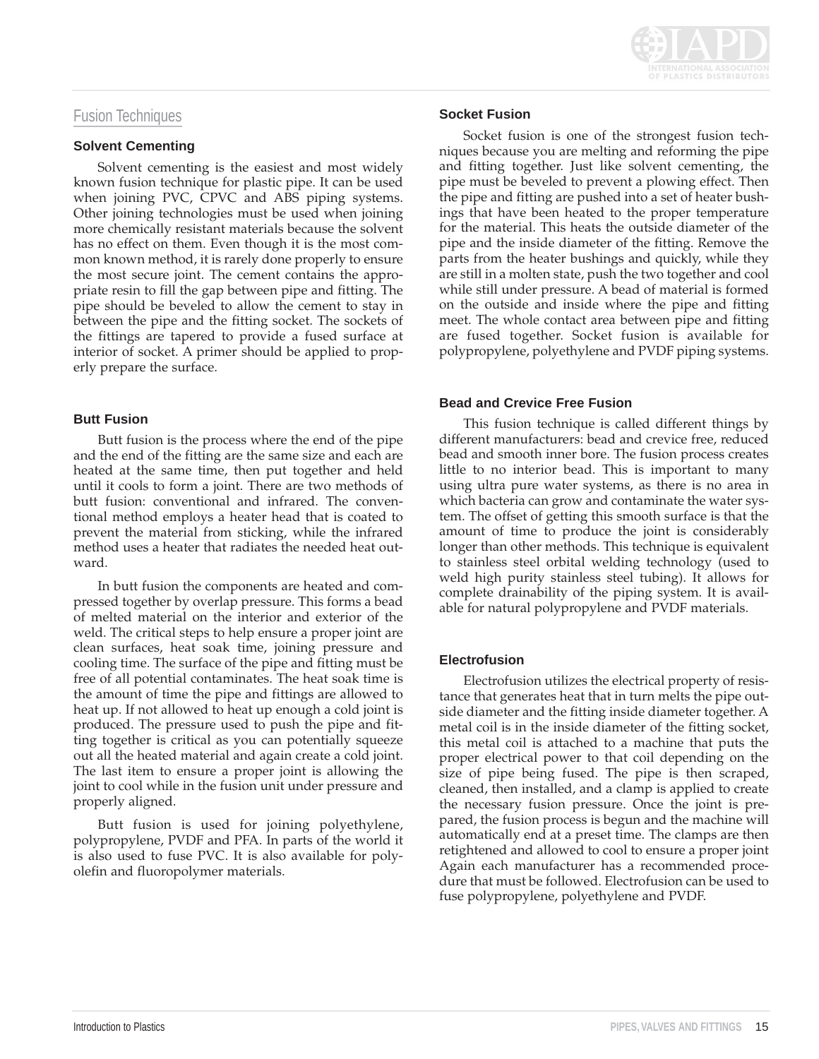## Fusion Techniques

### Solvent Cementing

Solvent cementing is the easiest and most widely known fusion technique for plastic pipe. It can be used when joining PVC, CPVC and ABS piping systems. Other joining technologies must be used when joining more chemically resistant materials because the solvent has no effect on them. Even though it is the most common known method, it is rarely done properly to ensure the most secure joint. The cement contains the appropriate resin to fill the gap between pipe and fitting. The pipe should be beveled to allow the cement to stay in between the pipe and the fitting socket. The sockets of the fittings are tapered to provide a fused surface at interior of socket. A primer should be applied to properly prepare the surface.

### Butt Fusion

Butt fusion is the process where the end of the pipe and the end of the fitting are the same size and each are heated at the same time, then put together and held until it cools to form a joint. There are two methods of butt fusion: conventional and infrared. The conventional method employs a heater head that is coated to prevent the material from sticking, while the infrared method uses a heater that radiates the needed heat outward.

In butt fusion the components are heated and compressed together by overlap pressure. This forms a bead of melted material on the interior and exterior of the weld. The critical steps to help ensure a proper joint are clean surfaces, heat soak time, joining pressure and cooling time. The surface of the pipe and fitting must be free of all potential contaminates. The heat soak time is the amount of time the pipe and fittings are allowed to heat up. If not allowed to heat up enough a cold joint is produced. The pressure used to push the pipe and fitting together is critical as you can potentially squeeze out all the heated material and again create a cold joint. The last item to ensure a proper joint is allowing the joint to cool while in the fusion unit under pressure and properly aligned.

Butt fusion is used for joining polyethylene, polypropylene, PVDF and PFA. In parts of the world it is also used to fuse PVC. It is also available for polyolefin and fluoropolymer materials.

### Socket Fusion

Socket fusion is one of the strongest fusion techniques because you are melting and reforming the pipe and fitting together. Just like solvent cementing, the pipe must be beveled to prevent a plowing effect. Then the pipe and fitting are pushed into a set of heater bushings that have been heated to the proper temperature for the material. This heats the outside diameter of the pipe and the inside diameter of the fitting. Remove the parts from the heater bushings and quickly, while they are still in a molten state, push the two together and cool while still under pressure. A bead of material is formed on the outside and inside where the pipe and fitting meet. The whole contact area between pipe and fitting are fused together. Socket fusion is available for polypropylene, polyethylene and PVDF piping systems.

### Bead and Crevice Free Fusion

This fusion technique is called different things by different manufacturers: bead and crevice free, reduced bead and smooth inner bore. The fusion process creates little to no interior bead. This is important to many using ultra pure water systems, as there is no area in which bacteria can grow and contaminate the water system. The offset of getting this smooth surface is that the amount of time to produce the joint is considerably longer than other methods. This technique is equivalent to stainless steel orbital welding technology (used to weld high purity stainless steel tubing). It allows for complete drainability of the piping system. It is available for natural polypropylene and PVDF materials.

### Electrofusion

Electrofusion utilizes the electrical property of resistance that generates heat that in turn melts the pipe outside diameter and the fitting inside diameter together. A metal coil is in the inside diameter of the fitting socket, this metal coil is attached to a machine that puts the proper electrical power to that coil depending on the size of pipe being fused. The pipe is then scraped, cleaned, then installed, and a clamp is applied to create the necessary fusion pressure. Once the joint is prepared, the fusion process is begun and the machine will automatically end at a preset time. The clamps are then retightened and allowed to cool to ensure a proper joint Again each manufacturer has a recommended procedure that must be followed. Electrofusion can be used to fuse polypropylene, polyethylene and PVDF.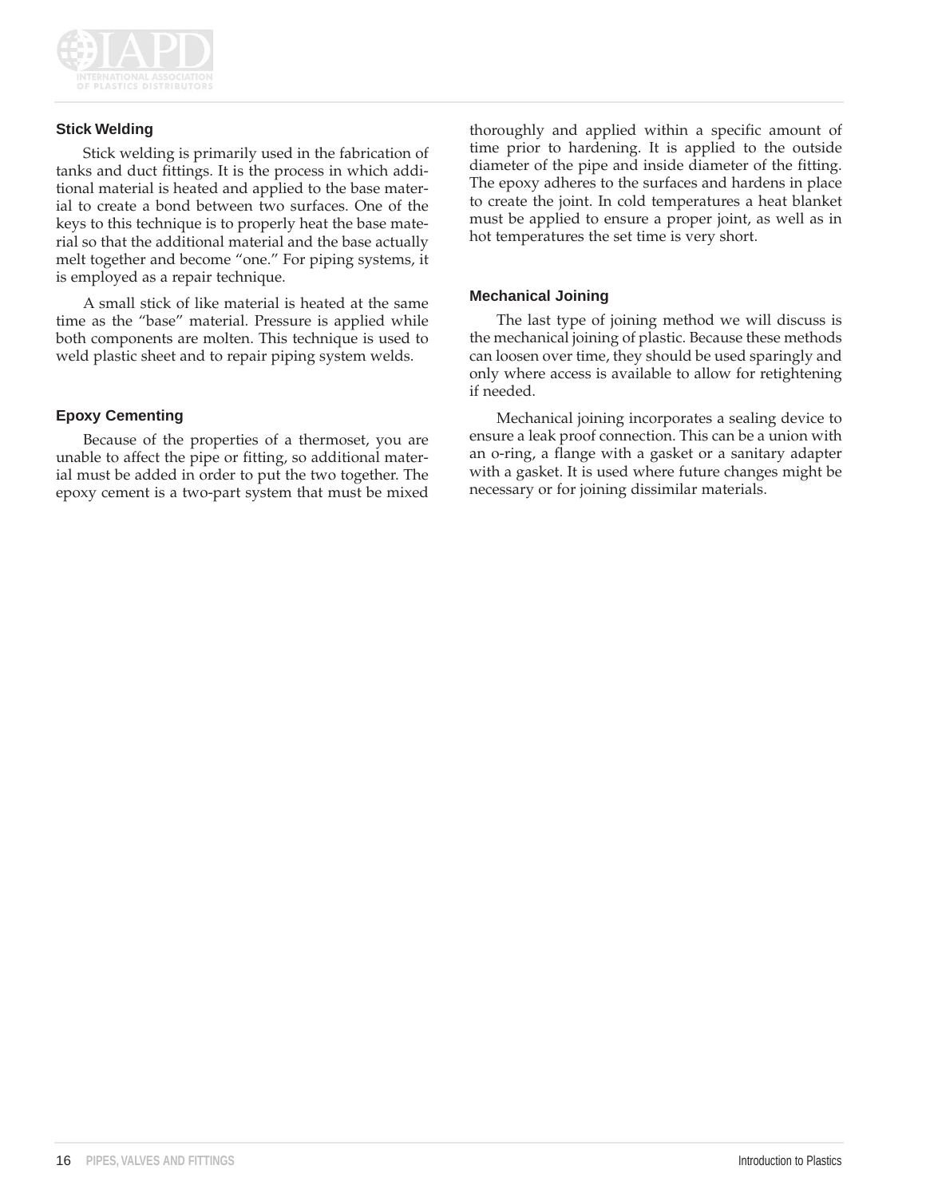## Stick Welding

Stick welding is primarily used in the fabrication of tanks and duct fittings. It is the process in which additional material is heated and applied to the base material to create a bond between two surfaces. One of the keys to this technique is to properly heat the base material so that the additional material and the base actually melt together and become "one." For piping systems, it is employed as a repair technique.

A small stick of like material is heated at the same time as the "base" material. Pressure is applied while both components are molten. This technique is used to weld plastic sheet and to repair piping system welds.

## Epoxy Cementing

Because of the properties of a thermoset, you are unable to affect the pipe or fitting, so additional material must be added in order to put the two together. The epoxy cement is a two-part system that must be mixed thoroughly and applied within a specific amount of time prior to hardening. It is applied to the outside diameter of the pipe and inside diameter of the fitting. The epoxy adheres to the surfaces and hardens in place to create the joint. In cold temperatures a heat blanket must be applied to ensure a proper joint, as well as in hot temperatures the set time is very short.

## Mechanical Joining

The last type of joining method we will discuss is the mechanical joining of plastic. Because these methods can loosen over time, they should be used sparingly and only where access is available to allow for retightening if needed.

Mechanical joining incorporates a sealing device to ensure a leak proof connection. This can be a union with an o-ring, a flange with a gasket or a sanitary adapter with a gasket. It is used where future changes might be necessary or for joining dissimilar materials.